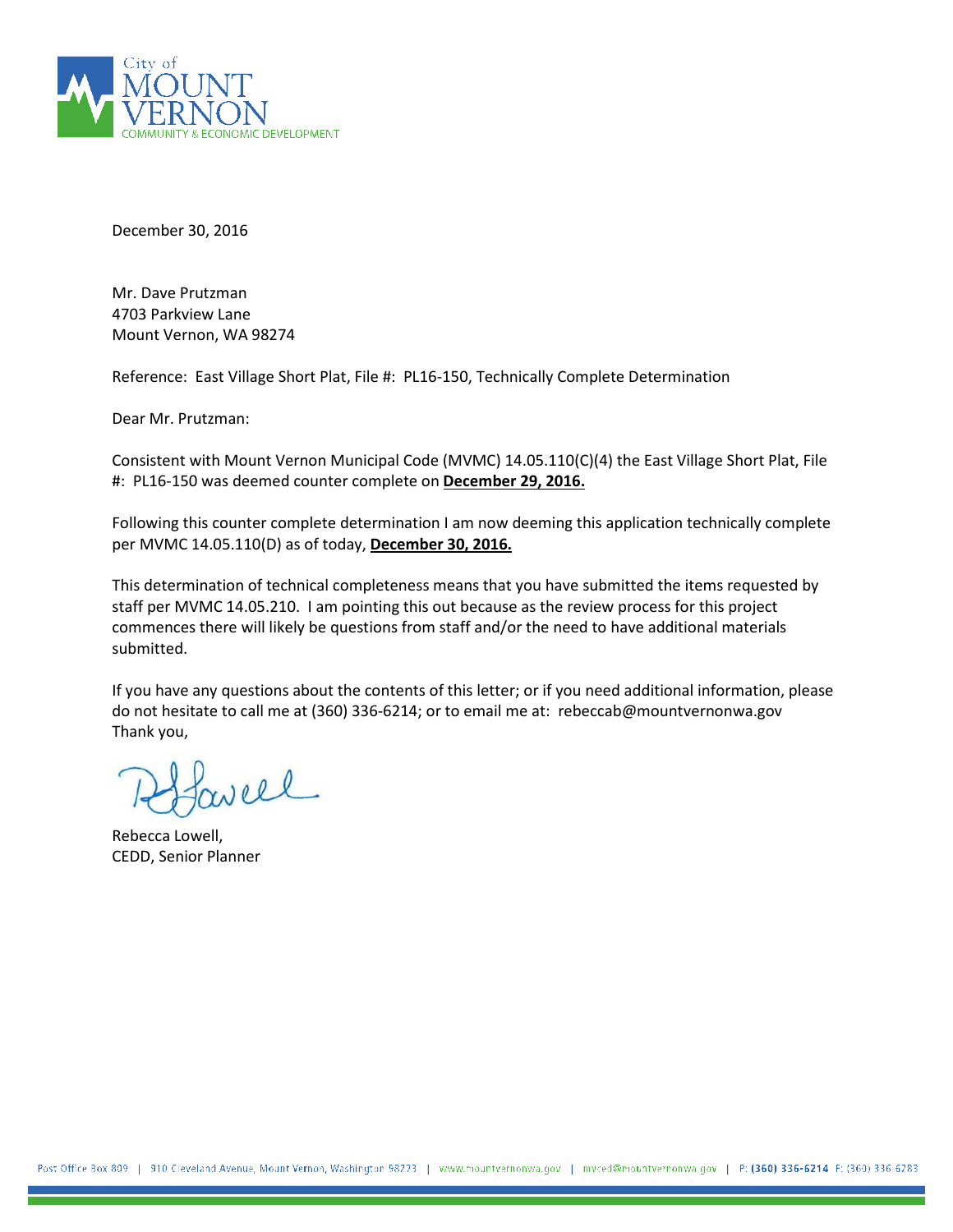City of MOUNT VERNON
COMMUNITY & ECONOMIC DEVELOPMENT

December 30, 2016

Mr. Dave Prutzman
4703 Parkview Lane
Mount Vernon, WA 98274

Reference: East Village Short Plat, File #: PL16-150, Technically Complete Determination

Dear Mr. Prutzman:

Consistent with Mount Vernon Municipal Code (MVMC) 14.05.110(C)(4) the East Village Short Plat, File #: PL16-150 was deemed counter complete on **December 29, 2016.**

Following this counter complete determination I am now deeming this application technically complete per MVMC 14.05.110(D) as of today, **December 30, 2016.**

This determination of technical completeness means that you have submitted the items requested by staff per MVMC 14.05.210. I am pointing this out because as the review process for this project commences there will likely be questions from staff and/or the need to have additional materials submitted.

If you have any questions about the contents of this letter; or if you need additional information, please do not hesitate to call me at (360) 336-6214; or to email me at: rebeccab@mountvernonwa.gov
Thank you,

Rebecca Lowell,
CEDD, Senior Planner

Post Office Box 809 | 910 Cleveland Avenue, Mount Vernon, Washington 98273 | www.mountvernonwa.gov | mvced@mountvernonwa.gov | P: (360) 336-6214 F: (360) 336-6283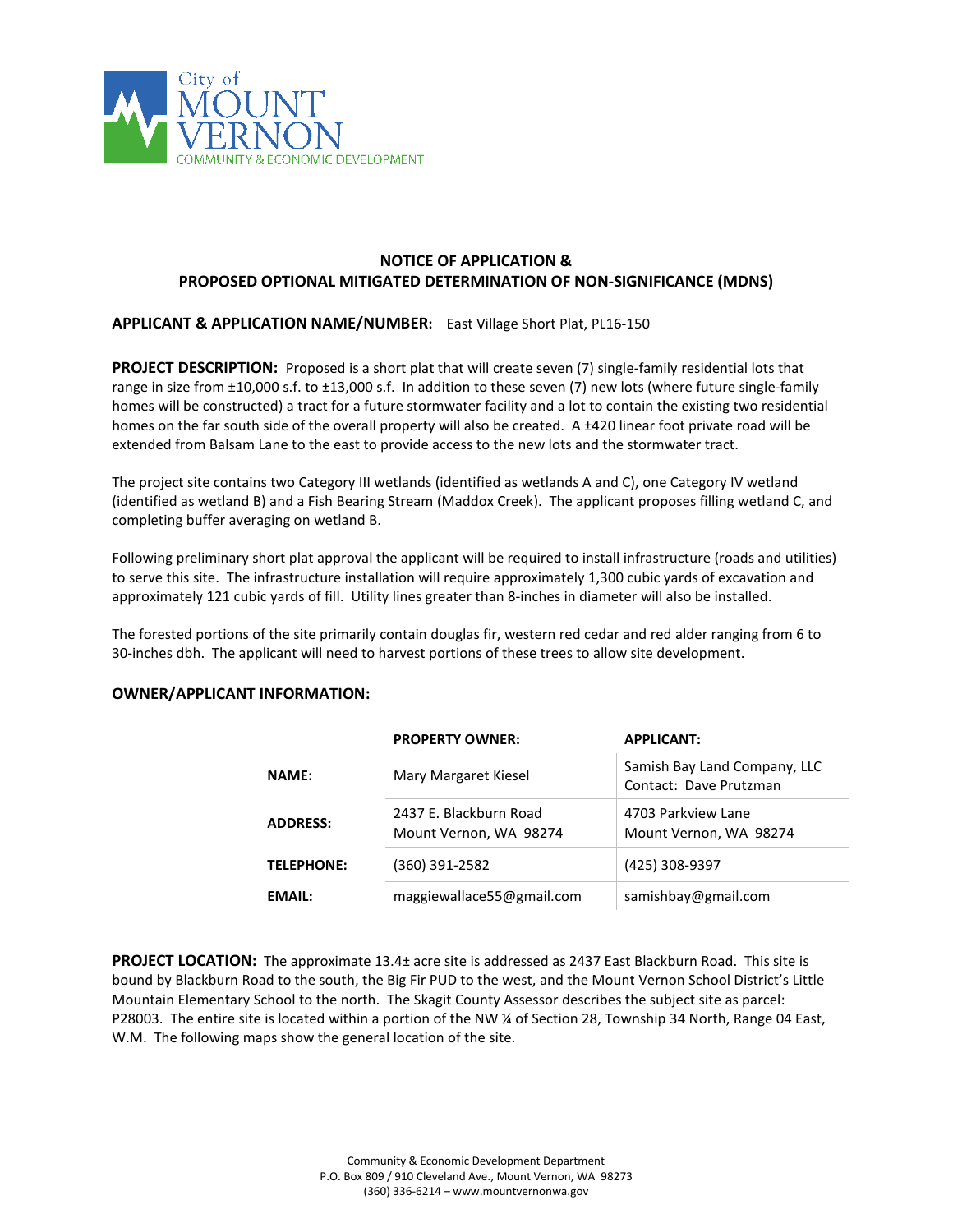City of MOUNT VERNON COMMUNITY & ECONOMIC DEVELOPMENT

## NOTICE OF APPLICATION & PROPOSED OPTIONAL MITIGATED DETERMINATION OF NON-SIGNIFICANCE (MDNS)

**APPLICANT & APPLICATION NAME/NUMBER:** East Village Short Plat, PL16-150

**PROJECT DESCRIPTION:** Proposed is a short plat that will create seven (7) single-family residential lots that range in size from ±10,000 s.f. to ±13,000 s.f. In addition to these seven (7) new lots (where future single-family homes will be constructed) a tract for a future stormwater facility and a lot to contain the existing two residential homes on the far south side of the overall property will also be created. A ±420 linear foot private road will be extended from Balsam Lane to the east to provide access to the new lots and the stormwater tract.

The project site contains two Category III wetlands (identified as wetlands A and C), one Category IV wetland (identified as wetland B) and a Fish Bearing Stream (Maddox Creek). The applicant proposes filling wetland C, and completing buffer averaging on wetland B.

Following preliminary short plat approval the applicant will be required to install infrastructure (roads and utilities) to serve this site. The infrastructure installation will require approximately 1,300 cubic yards of excavation and approximately 121 cubic yards of fill. Utility lines greater than 8-inches in diameter will also be installed.

The forested portions of the site primarily contain douglas fir, western red cedar and red alder ranging from 6 to 30-inches dbh. The applicant will need to harvest portions of these trees to allow site development.

**OWNER/APPLICANT INFORMATION:**

| | PROPERTY OWNER: | APPLICANT: |
|---|---|---|
| **NAME:** | Mary Margaret Kiesel | Samish Bay Land Company, LLC<br>Contact: Dave Prutzman |
| **ADDRESS:** | 2437 E. Blackburn Road<br>Mount Vernon, WA 98274 | 4703 Parkview Lane<br>Mount Vernon, WA 98274 |
| **TELEPHONE:** | (360) 391-2582 | (425) 308-9397 |
| **EMAIL:** | maggiewallace55@gmail.com | samishbay@gmail.com |

**PROJECT LOCATION:** The approximate 13.4± acre site is addressed as 2437 East Blackburn Road. This site is bound by Blackburn Road to the south, the Big Fir PUD to the west, and the Mount Vernon School District's Little Mountain Elementary School to the north. The Skagit County Assessor describes the subject site as parcel: P28003. The entire site is located within a portion of the NW ¼ of Section 28, Township 34 North, Range 04 East, W.M. The following maps show the general location of the site.

Community & Economic Development Department
P.O. Box 809 / 910 Cleveland Ave., Mount Vernon, WA 98273
(360) 336-6214 – www.mountvernonwa.gov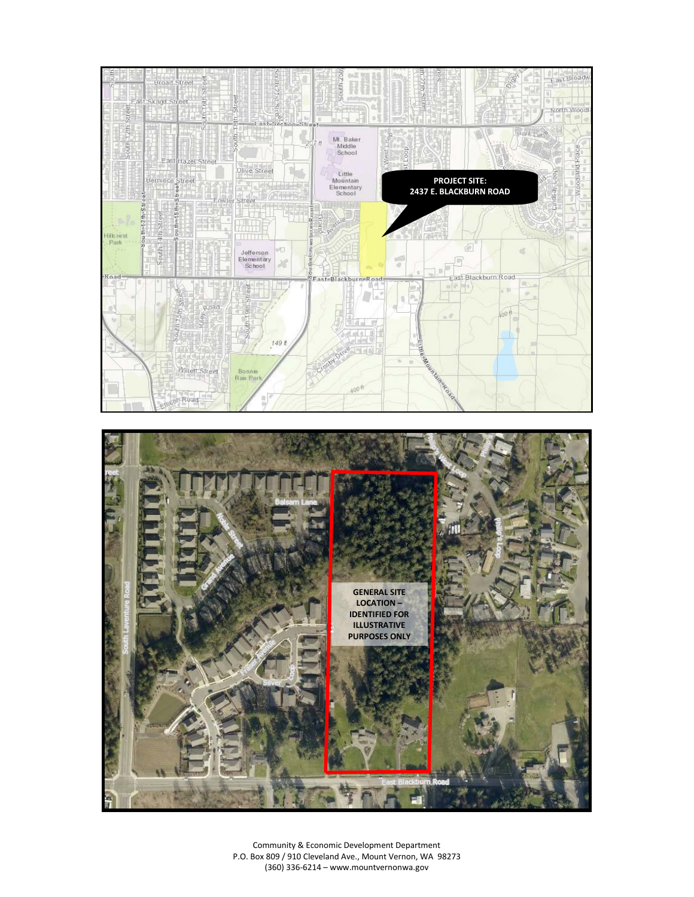**PROJECT SITE: 2437 E. BLACKBURN ROAD**

**GENERAL SITE LOCATION – IDENTIFIED FOR ILLUSTRATIVE PURPOSES ONLY**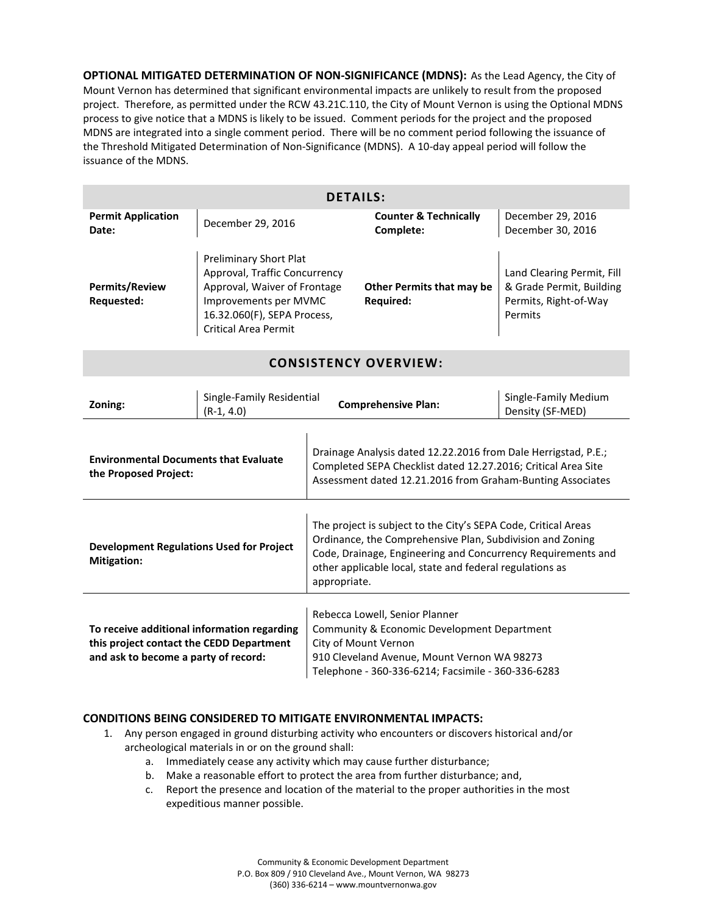**OPTIONAL MITIGATED DETERMINATION OF NON-SIGNIFICANCE (MDNS):** As the Lead Agency, the City of Mount Vernon has determined that significant environmental impacts are unlikely to result from the proposed project. Therefore, as permitted under the RCW 43.21C.110, the City of Mount Vernon is using the Optional MDNS process to give notice that a MDNS is likely to be issued. Comment periods for the project and the proposed MDNS are integrated into a single comment period. There will be no comment period following the issuance of the Threshold Mitigated Determination of Non-Significance (MDNS). A 10-day appeal period will follow the issuance of the MDNS.

## DETAILS:

| | | | |
|---|---|---|---|
| **Permit Application Date:** | December 29, 2016 | **Counter & Technically Complete:** | December 29, 2016<br>December 30, 2016 |
| **Permits/Review Requested:** | Preliminary Short Plat Approval, Traffic Concurrency Approval, Waiver of Frontage Improvements per MVMC 16.32.060(F), SEPA Process, Critical Area Permit | **Other Permits that may be Required:** | Land Clearing Permit, Fill & Grade Permit, Building Permits, Right-of-Way Permits |

## CONSISTENCY OVERVIEW:

| | | | |
|---|---|---|---|
| **Zoning:** | Single-Family Residential (R-1, 4.0) | **Comprehensive Plan:** | Single-Family Medium Density (SF-MED) |

| | |
|---|---|
| **Environmental Documents that Evaluate the Proposed Project:** | Drainage Analysis dated 12.22.2016 from Dale Herrigstad, P.E.; Completed SEPA Checklist dated 12.27.2016; Critical Area Site Assessment dated 12.21.2016 from Graham-Bunting Associates |
| **Development Regulations Used for Project Mitigation:** | The project is subject to the City's SEPA Code, Critical Areas Ordinance, the Comprehensive Plan, Subdivision and Zoning Code, Drainage, Engineering and Concurrency Requirements and other applicable local, state and federal regulations as appropriate. |
| **To receive additional information regarding this project contact the CEDD Department and ask to become a party of record:** | Rebecca Lowell, Senior Planner<br>Community & Economic Development Department<br>City of Mount Vernon<br>910 Cleveland Avenue, Mount Vernon WA 98273<br>Telephone - 360-336-6214; Facsimile - 360-336-6283 |

**CONDITIONS BEING CONSIDERED TO MITIGATE ENVIRONMENTAL IMPACTS:**

1. Any person engaged in ground disturbing activity who encounters or discovers historical and/or archeological materials in or on the ground shall:
   a. Immediately cease any activity which may cause further disturbance;
   b. Make a reasonable effort to protect the area from further disturbance; and,
   c. Report the presence and location of the material to the proper authorities in the most expeditious manner possible.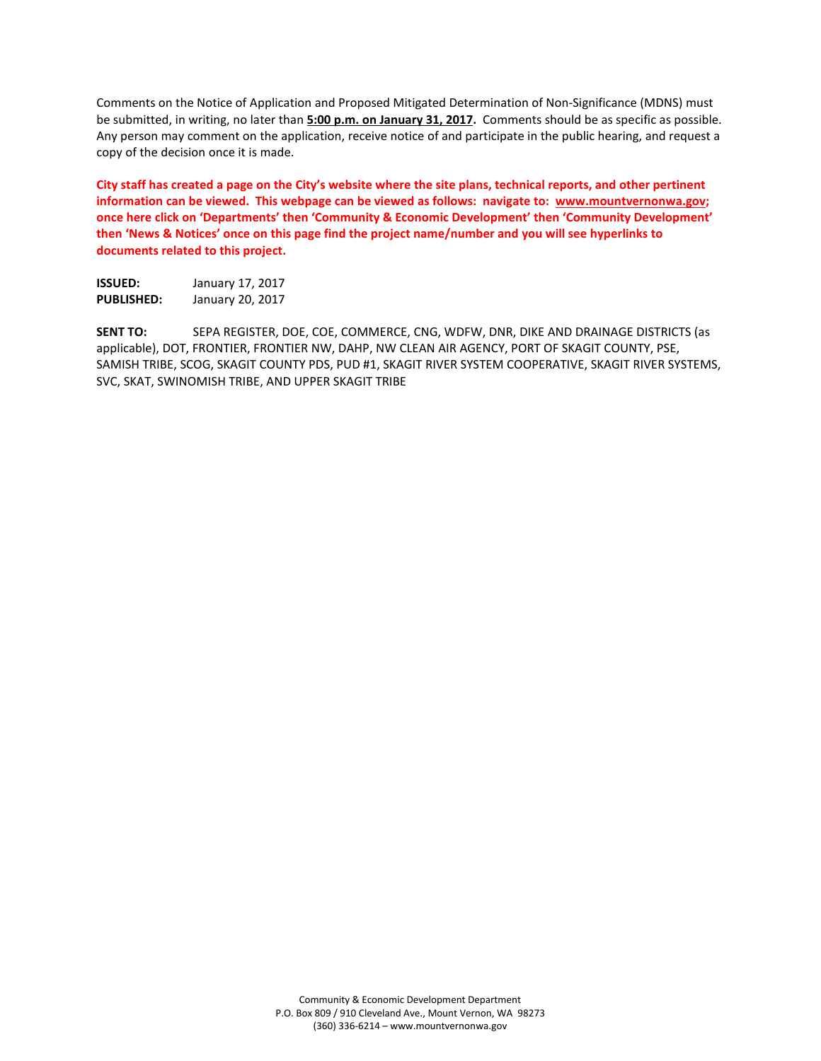Comments on the Notice of Application and Proposed Mitigated Determination of Non-Significance (MDNS) must be submitted, in writing, no later than **5:00 p.m. on January 31, 2017.** Comments should be as specific as possible. Any person may comment on the application, receive notice of and participate in the public hearing, and request a copy of the decision once it is made.

**City staff has created a page on the City's website where the site plans, technical reports, and other pertinent information can be viewed. This webpage can be viewed as follows: navigate to: www.mountvernonwa.gov; once here click on 'Departments' then 'Community & Economic Development' then 'Community Development' then 'News & Notices' once on this page find the project name/number and you will see hyperlinks to documents related to this project.**

**ISSUED:** January 17, 2017
**PUBLISHED:** January 20, 2017

**SENT TO:** SEPA REGISTER, DOE, COE, COMMERCE, CNG, WDFW, DNR, DIKE AND DRAINAGE DISTRICTS (as applicable), DOT, FRONTIER, FRONTIER NW, DAHP, NW CLEAN AIR AGENCY, PORT OF SKAGIT COUNTY, PSE, SAMISH TRIBE, SCOG, SKAGIT COUNTY PDS, PUD #1, SKAGIT RIVER SYSTEM COOPERATIVE, SKAGIT RIVER SYSTEMS, SVC, SKAT, SWINOMISH TRIBE, AND UPPER SKAGIT TRIBE

Community & Economic Development Department
P.O. Box 809 / 910 Cleveland Ave., Mount Vernon, WA 98273
(360) 336-6214 – www.mountvernonwa.gov